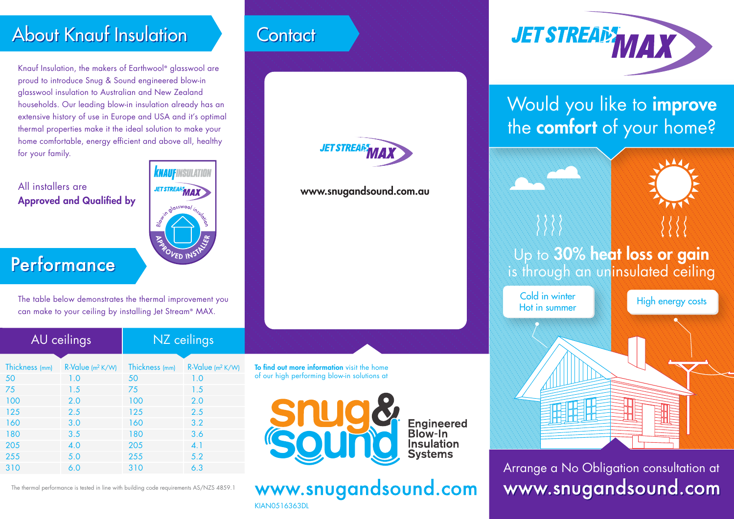## About Knauf Insulation

Knauf Insulation, the makers of Earthwool® glasswool are proud to introduce Snug & Sound engineered blow-in glasswool insulation to Australian and New Zealand households. Our leading blow-in insulation already has an extensive history of use in Europe and USA and it's optimal thermal properties make it the ideal solution to make your home comfortable, energy efficient and above all, healthy for your family.

All installers are **Approved and Qualified by**

KNAUF INSULATION JET STREAM MAX Blow-in glasswool insulation APPROVED INSTALLER

## Performance

The table below demonstrates the thermal improvement you can make to your ceiling by installing Jet Stream® MAX.

| AU ceilings | | NZ ceilings | |
|---|---|---|---|
| Thickness (mm) | R-Value ($m^2$ K/W) | Thickness (mm) | R-Value ($m^2$ K/W) |
| 50 | 1.0 | 50 | 1.0 |
| 75 | 1.5 | 75 | 1.5 |
| 100 | 2.0 | 100 | 2.0 |
| 125 | 2.5 | 125 | 2.5 |
| 160 | 3.0 | 160 | 3.2 |
| 180 | 3.5 | 180 | 3.6 |
| 205 | 4.0 | 205 | 4.1 |
| 255 | 5.0 | 255 | 5.2 |
| 310 | 6.0 | 310 | 6.3 |

The thermal performance is tested in line with building code requirements AS/NZS 4859.1

## Contact

JET STREAM MAX

www.snugandsound.com.au

**To find out more information** visit the home of our high performing blow-in solutions at

snug & sound Engineered Blow-In Insulation Systems

www.snugandsound.com

KIAN0516363DL

# JET STREAM MAX

## Would you like to **improve** the **comfort** of your home?

Up to **30% heat loss or gain** is through an uninsulated ceiling

Cold in winter
Hot in summer

High energy costs

Arrange a No Obligation consultation at
www.snugandsound.com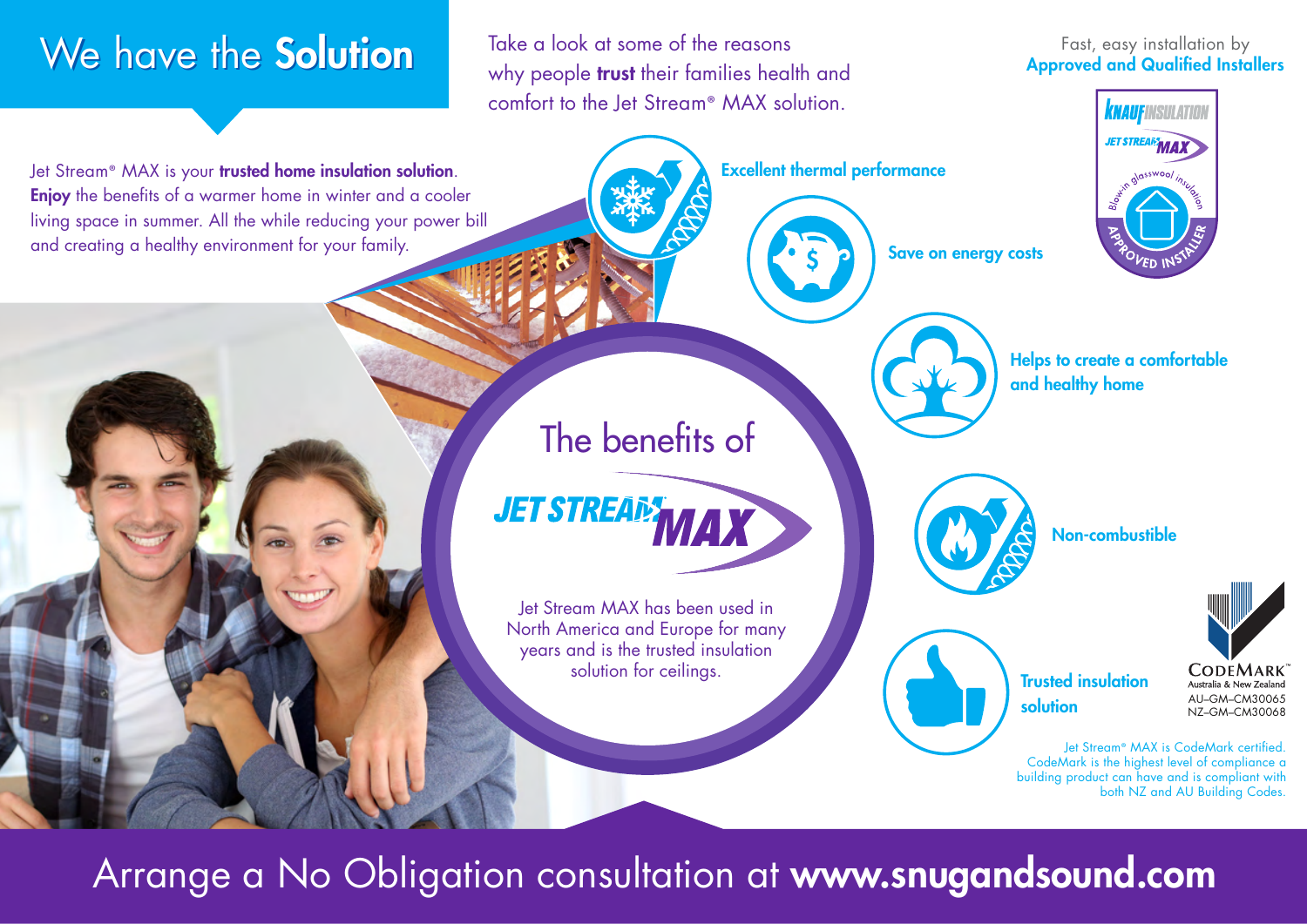# We have the **Solution**

Take a look at some of the reasons why people **trust** their families health and comfort to the Jet Stream® MAX solution.

Fast, easy installation by
**Approved and Qualified Installers**

KNAUF INSULATION
JET STREAM MAX
Blown-in glasswool insulation
APPROVED INSTALLER

Jet Stream® MAX is your **trusted home insulation solution**. **Enjoy** the benefits of a warmer home in winter and a cooler living space in summer. All the while reducing your power bill and creating a healthy environment for your family.

**Excellent thermal performance**

**Save on energy costs**

**Helps to create a comfortable and healthy home**

**Non-combustible**

**Trusted insulation solution**

## The benefits of JET STREAM MAX

Jet Stream MAX has been used in North America and Europe for many years and is the trusted insulation solution for ceilings.

CODEMARK™
Australia & New Zealand
AU–GM–CM30065
NZ–GM–CM30068

Jet Stream® MAX is CodeMark certified. CodeMark is the highest level of compliance a building product can have and is compliant with both NZ and AU Building Codes.

Arrange a No Obligation consultation at **www.snugandsound.com**